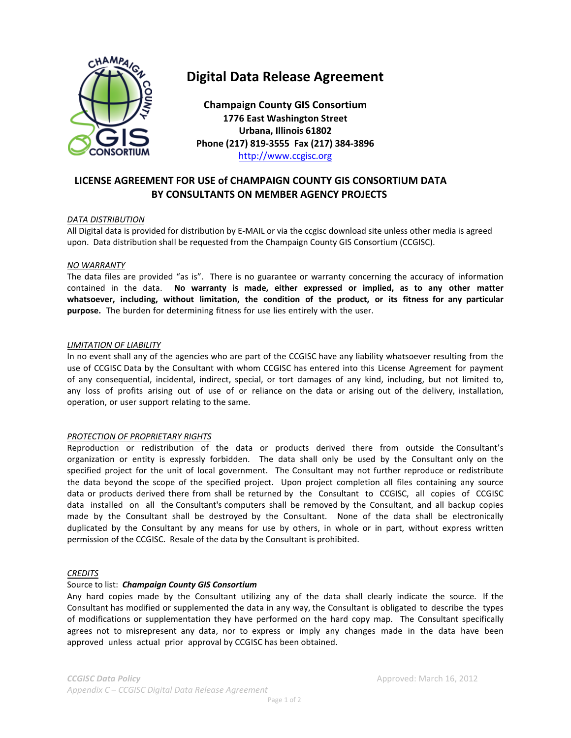# Digital Data Release Agreement

**Champaign County GIS Consortium**
**1776 East Washington Street**
**Urbana, Illinois 61802**
**Phone (217) 819-3555 Fax (217) 384-3896**
http://www.ccgisc.org

## LICENSE AGREEMENT FOR USE of CHAMPAIGN COUNTY GIS CONSORTIUM DATA BY CONSULTANTS ON MEMBER AGENCY PROJECTS

*DATA DISTRIBUTION*

All Digital data is provided for distribution by E-MAIL or via the ccgisc download site unless other media is agreed upon. Data distribution shall be requested from the Champaign County GIS Consortium (CCGISC).

*NO WARRANTY*

The data files are provided "as is". There is no guarantee or warranty concerning the accuracy of information contained in the data. **No warranty is made, either expressed or implied, as to any other matter whatsoever, including, without limitation, the condition of the product, or its fitness for any particular purpose.** The burden for determining fitness for use lies entirely with the user.

*LIMITATION OF LIABILITY*

In no event shall any of the agencies who are part of the CCGISC have any liability whatsoever resulting from the use of CCGISC Data by the Consultant with whom CCGISC has entered into this License Agreement for payment of any consequential, incidental, indirect, special, or tort damages of any kind, including, but not limited to, any loss of profits arising out of use of or reliance on the data or arising out of the delivery, installation, operation, or user support relating to the same.

*PROTECTION OF PROPRIETARY RIGHTS*

Reproduction or redistribution of the data or products derived there from outside the Consultant's organization or entity is expressly forbidden. The data shall only be used by the Consultant only on the specified project for the unit of local government. The Consultant may not further reproduce or redistribute the data beyond the scope of the specified project. Upon project completion all files containing any source data or products derived there from shall be returned by the Consultant to CCGISC, all copies of CCGISC data installed on all the Consultant's computers shall be removed by the Consultant, and all backup copies made by the Consultant shall be destroyed by the Consultant. None of the data shall be electronically duplicated by the Consultant by any means for use by others, in whole or in part, without express written permission of the CCGISC. Resale of the data by the Consultant is prohibited.

*CREDITS*

Source to list: ***Champaign County GIS Consortium***

Any hard copies made by the Consultant utilizing any of the data shall clearly indicate the source. If the Consultant has modified or supplemented the data in any way, the Consultant is obligated to describe the types of modifications or supplementation they have performed on the hard copy map. The Consultant specifically agrees not to misrepresent any data, nor to express or imply any changes made in the data have been approved unless actual prior approval by CCGISC has been obtained.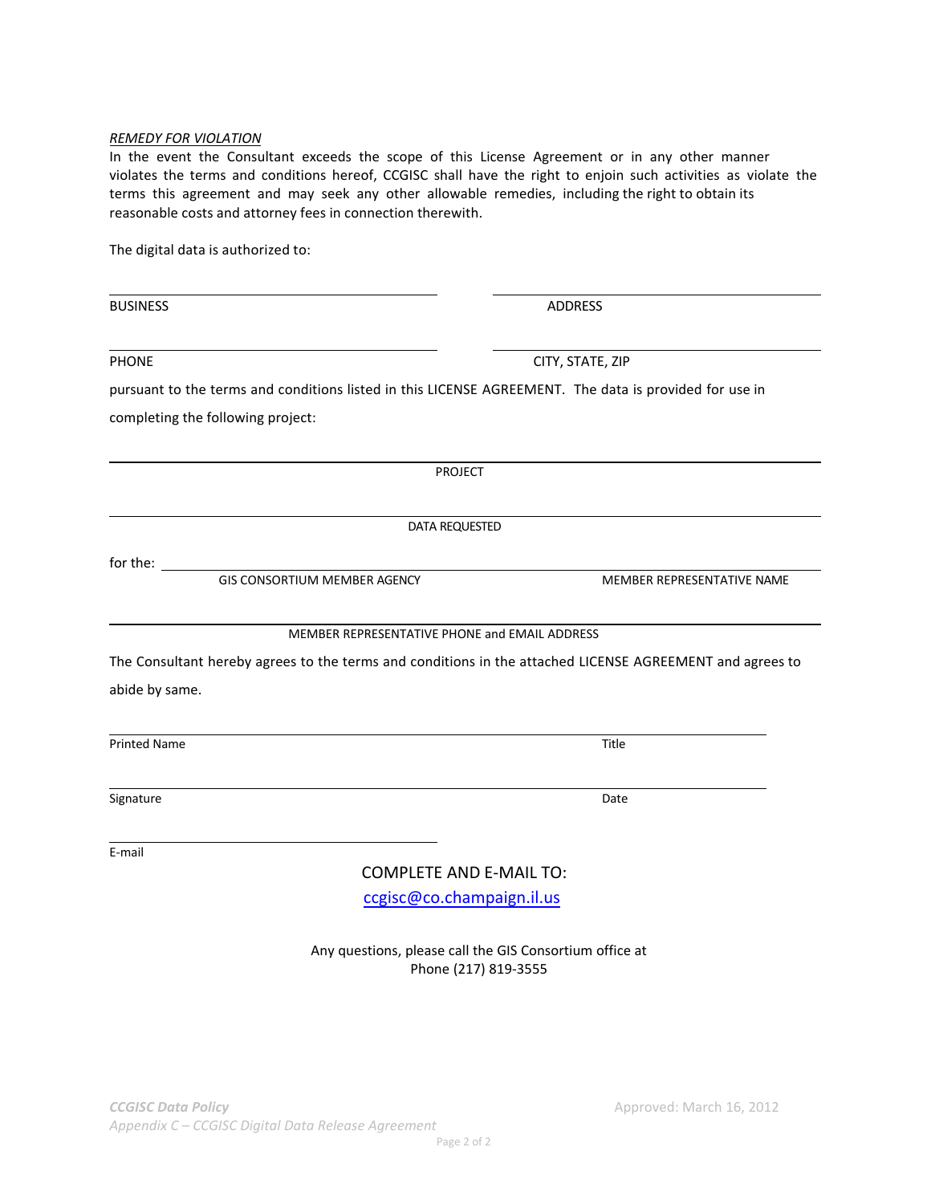*REMEDY FOR VIOLATION*

In the event the Consultant exceeds the scope of this License Agreement or in any other manner violates the terms and conditions hereof, CCGISC shall have the right to enjoin such activities as violate the terms this agreement and may seek any other allowable remedies, including the right to obtain its reasonable costs and attorney fees in connection therewith.

The digital data is authorized to:

| | |
|---|---|
| \_\_\_\_\_\_\_\_\_\_\_\_\_\_\_\_\_\_\_\_\_\_\_\_\_\_\_\_\_\_ | \_\_\_\_\_\_\_\_\_\_\_\_\_\_\_\_\_\_\_\_\_\_\_\_\_\_\_\_\_\_ |
| BUSINESS | ADDRESS |
| \_\_\_\_\_\_\_\_\_\_\_\_\_\_\_\_\_\_\_\_\_\_\_\_\_\_\_\_\_\_ | \_\_\_\_\_\_\_\_\_\_\_\_\_\_\_\_\_\_\_\_\_\_\_\_\_\_\_\_\_\_ |
| PHONE | CITY, STATE, ZIP |

pursuant to the terms and conditions listed in this LICENSE AGREEMENT. The data is provided for use in completing the following project:

\_\_\_\_\_\_\_\_\_\_\_\_\_\_\_\_\_\_\_\_\_\_\_\_\_\_\_\_\_\_\_\_\_\_\_\_\_\_\_\_\_\_\_\_\_\_\_\_\_\_\_\_\_\_\_\_\_\_\_\_

PROJECT

\_\_\_\_\_\_\_\_\_\_\_\_\_\_\_\_\_\_\_\_\_\_\_\_\_\_\_\_\_\_\_\_\_\_\_\_\_\_\_\_\_\_\_\_\_\_\_\_\_\_\_\_\_\_\_\_\_\_\_\_

DATA REQUESTED

for the: \_\_\_\_\_\_\_\_\_\_\_\_\_\_\_\_\_\_\_\_\_\_\_\_\_\_\_\_\_\_\_\_\_\_\_\_\_\_\_\_\_\_\_\_\_\_\_\_\_\_\_\_\_\_\_\_

GIS CONSORTIUM MEMBER AGENCY MEMBER REPRESENTATIVE NAME

\_\_\_\_\_\_\_\_\_\_\_\_\_\_\_\_\_\_\_\_\_\_\_\_\_\_\_\_\_\_\_\_\_\_\_\_\_\_\_\_\_\_\_\_\_\_\_\_\_\_\_\_\_\_\_\_\_\_\_\_

MEMBER REPRESENTATIVE PHONE and EMAIL ADDRESS

The Consultant hereby agrees to the terms and conditions in the attached LICENSE AGREEMENT and agrees to abide by same.

\_\_\_\_\_\_\_\_\_\_\_\_\_\_\_\_\_\_\_\_\_\_\_\_\_\_\_\_\_\_\_\_\_\_\_\_\_\_\_\_\_\_\_\_\_\_\_\_\_\_\_\_\_\_\_\_\_\_\_\_

Printed Name Title

\_\_\_\_\_\_\_\_\_\_\_\_\_\_\_\_\_\_\_\_\_\_\_\_\_\_\_\_\_\_\_\_\_\_\_\_\_\_\_\_\_\_\_\_\_\_\_\_\_\_\_\_\_\_\_\_\_\_\_\_

Signature Date

\_\_\_\_\_\_\_\_\_\_\_\_\_\_\_\_\_\_\_\_\_\_\_\_\_\_\_\_\_\_

E-mail

COMPLETE AND E-MAIL TO:

ccgisc@co.champaign.il.us

Any questions, please call the GIS Consortium office at
Phone (217) 819-3555